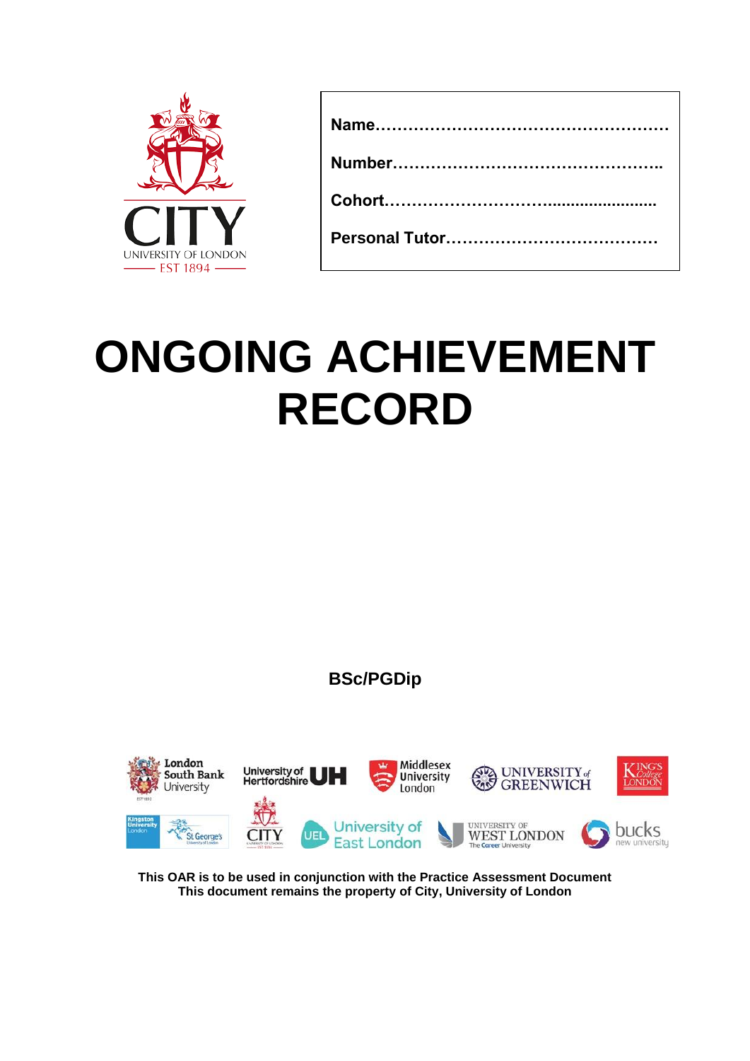**Name………………………………………………**

**Number…………………………………………..**

**Cohort…………………………….......................**

**Personal Tutor…………………………………**

# ONGOING ACHIEVEMENT RECORD

**BSc/PGDip**

**This OAR is to be used in conjunction with the Practice Assessment Document**
**This document remains the property of City, University of London**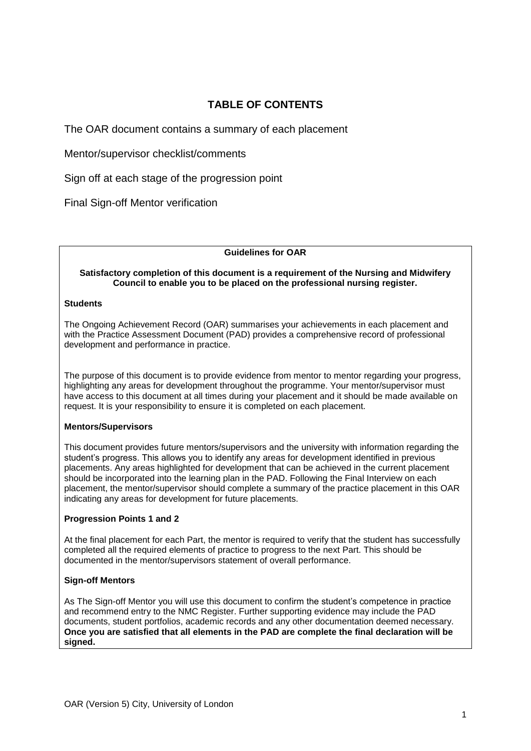# TABLE OF CONTENTS

The OAR document contains a summary of each placement

Mentor/supervisor checklist/comments

Sign off at each stage of the progression point

Final Sign-off Mentor verification

## Guidelines for OAR

**Satisfactory completion of this document is a requirement of the Nursing and Midwifery Council to enable you to be placed on the professional nursing register.**

**Students**

The Ongoing Achievement Record (OAR) summarises your achievements in each placement and with the Practice Assessment Document (PAD) provides a comprehensive record of professional development and performance in practice.

The purpose of this document is to provide evidence from mentor to mentor regarding your progress, highlighting any areas for development throughout the programme. Your mentor/supervisor must have access to this document at all times during your placement and it should be made available on request. It is your responsibility to ensure it is completed on each placement.

**Mentors/Supervisors**

This document provides future mentors/supervisors and the university with information regarding the student's progress. This allows you to identify any areas for development identified in previous placements. Any areas highlighted for development that can be achieved in the current placement should be incorporated into the learning plan in the PAD. Following the Final Interview on each placement, the mentor/supervisor should complete a summary of the practice placement in this OAR indicating any areas for development for future placements.

**Progression Points 1 and 2**

At the final placement for each Part, the mentor is required to verify that the student has successfully completed all the required elements of practice to progress to the next Part. This should be documented in the mentor/supervisors statement of overall performance.

**Sign-off Mentors**

As The Sign-off Mentor you will use this document to confirm the student's competence in practice and recommend entry to the NMC Register. Further supporting evidence may include the PAD documents, student portfolios, academic records and any other documentation deemed necessary. **Once you are satisfied that all elements in the PAD are complete the final declaration will be signed.**

OAR (Version 5) City, University of London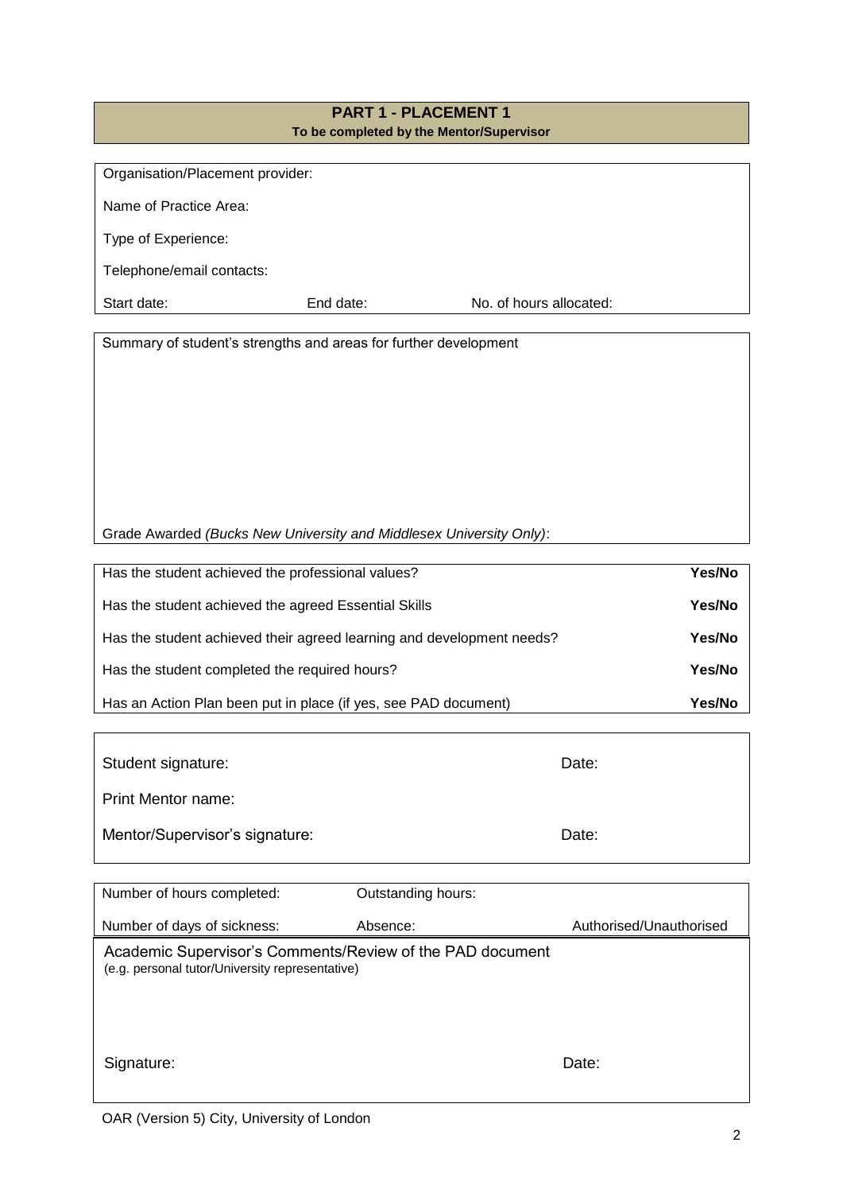## PART 1 - PLACEMENT 1

**To be completed by the Mentor/Supervisor**

Organisation/Placement provider:

Name of Practice Area:

Type of Experience:

Telephone/email contacts:

Start date: End date: No. of hours allocated:

Summary of student's strengths and areas for further development

Grade Awarded *(Bucks New University and Middlesex University Only)*:

| | |
|---|---|
| Has the student achieved the professional values? | **Yes/No** |
| Has the student achieved the agreed Essential Skills | **Yes/No** |
| Has the student achieved their agreed learning and development needs? | **Yes/No** |
| Has the student completed the required hours? | **Yes/No** |
| Has an Action Plan been put in place (if yes, see PAD document) | **Yes/No** |

Student signature: Date:

Print Mentor name:

Mentor/Supervisor's signature: Date:

| | | |
|---|---|---|
| Number of hours completed: | Outstanding hours: | |
| Number of days of sickness: | Absence: | Authorised/Unauthorised |

Academic Supervisor's Comments/Review of the PAD document
(e.g. personal tutor/University representative)

Signature: Date:

OAR (Version 5) City, University of London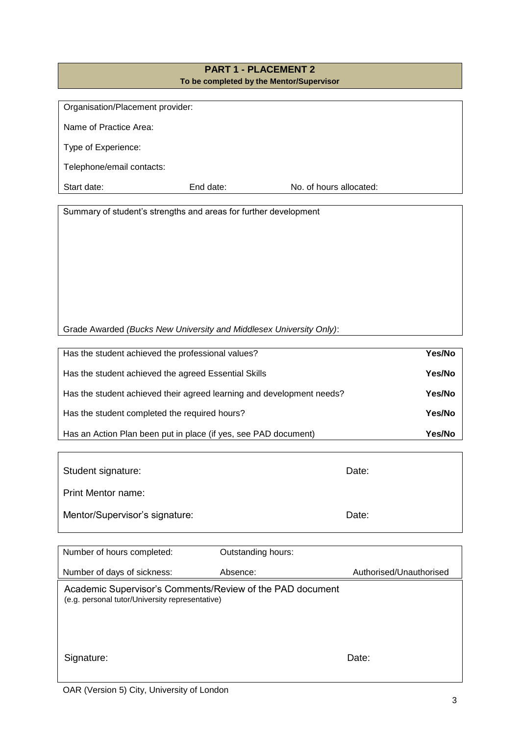## PART 1 - PLACEMENT 2

**To be completed by the Mentor/Supervisor**

Organisation/Placement provider:

Name of Practice Area:

Type of Experience:

Telephone/email contacts:

| Start date: | End date: | No. of hours allocated: |
|---|---|---|

Summary of student's strengths and areas for further development

Grade Awarded *(Bucks New University and Middlesex University Only)*:

| | |
|---|---|
| Has the student achieved the professional values? | **Yes/No** |
| Has the student achieved the agreed Essential Skills | **Yes/No** |
| Has the student achieved their agreed learning and development needs? | **Yes/No** |
| Has the student completed the required hours? | **Yes/No** |
| Has an Action Plan been put in place (if yes, see PAD document) | **Yes/No** |

| | |
|---|---|
| Student signature: | Date: |
| Print Mentor name: | |
| Mentor/Supervisor's signature: | Date: |

| | | |
|---|---|---|
| Number of hours completed: | Outstanding hours: | |
| Number of days of sickness: | Absence: | Authorised/Unauthorised |

Academic Supervisor's Comments/Review of the PAD document
(e.g. personal tutor/University representative)

| | |
|---|---|
| Signature: | Date: |

OAR (Version 5) City, University of London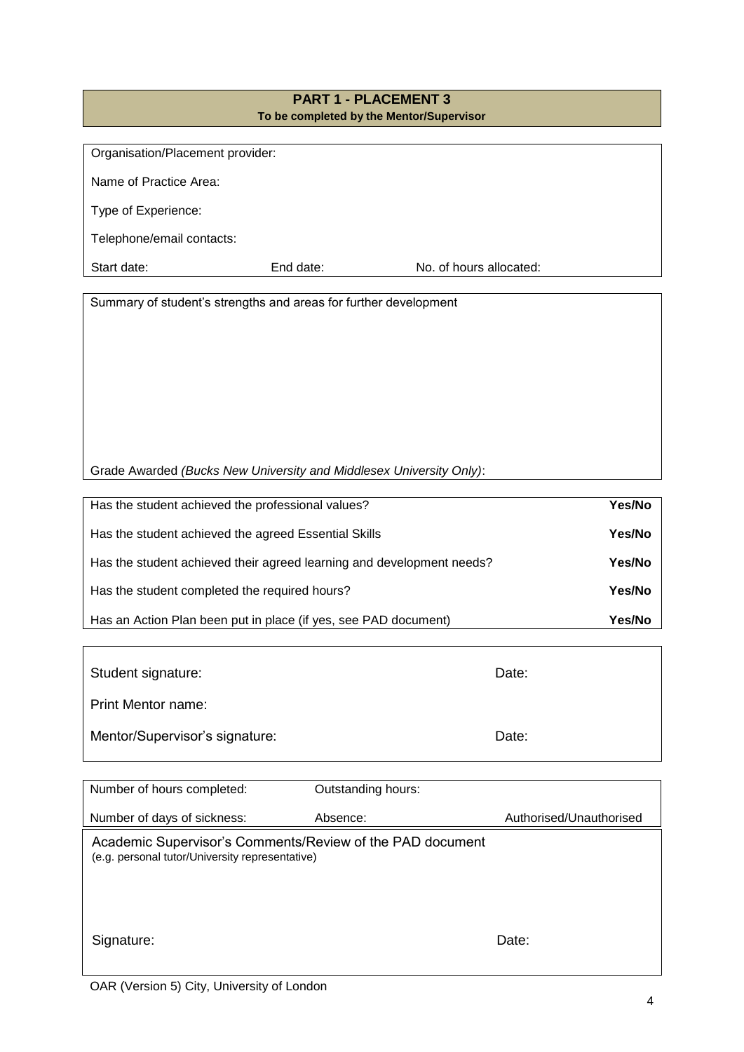## PART 1 - PLACEMENT 3

**To be completed by the Mentor/Supervisor**

Organisation/Placement provider:

Name of Practice Area:

Type of Experience:

Telephone/email contacts:

| Start date: | End date: | No. of hours allocated: |
|---|---|---|

Summary of student's strengths and areas for further development

Grade Awarded *(Bucks New University and Middlesex University Only)*:

| | |
|---|---|
| Has the student achieved the professional values? | **Yes/No** |
| Has the student achieved the agreed Essential Skills | **Yes/No** |
| Has the student achieved their agreed learning and development needs? | **Yes/No** |
| Has the student completed the required hours? | **Yes/No** |
| Has an Action Plan been put in place (if yes, see PAD document) | **Yes/No** |

| | |
|---|---|
| Student signature: | Date: |
| Print Mentor name: | |
| Mentor/Supervisor's signature: | Date: |

| | | |
|---|---|---|
| Number of hours completed: | Outstanding hours: | |
| Number of days of sickness: | Absence: | Authorised/Unauthorised |

Academic Supervisor's Comments/Review of the PAD document
(e.g. personal tutor/University representative)

| | |
|---|---|
| Signature: | Date: |

OAR (Version 5) City, University of London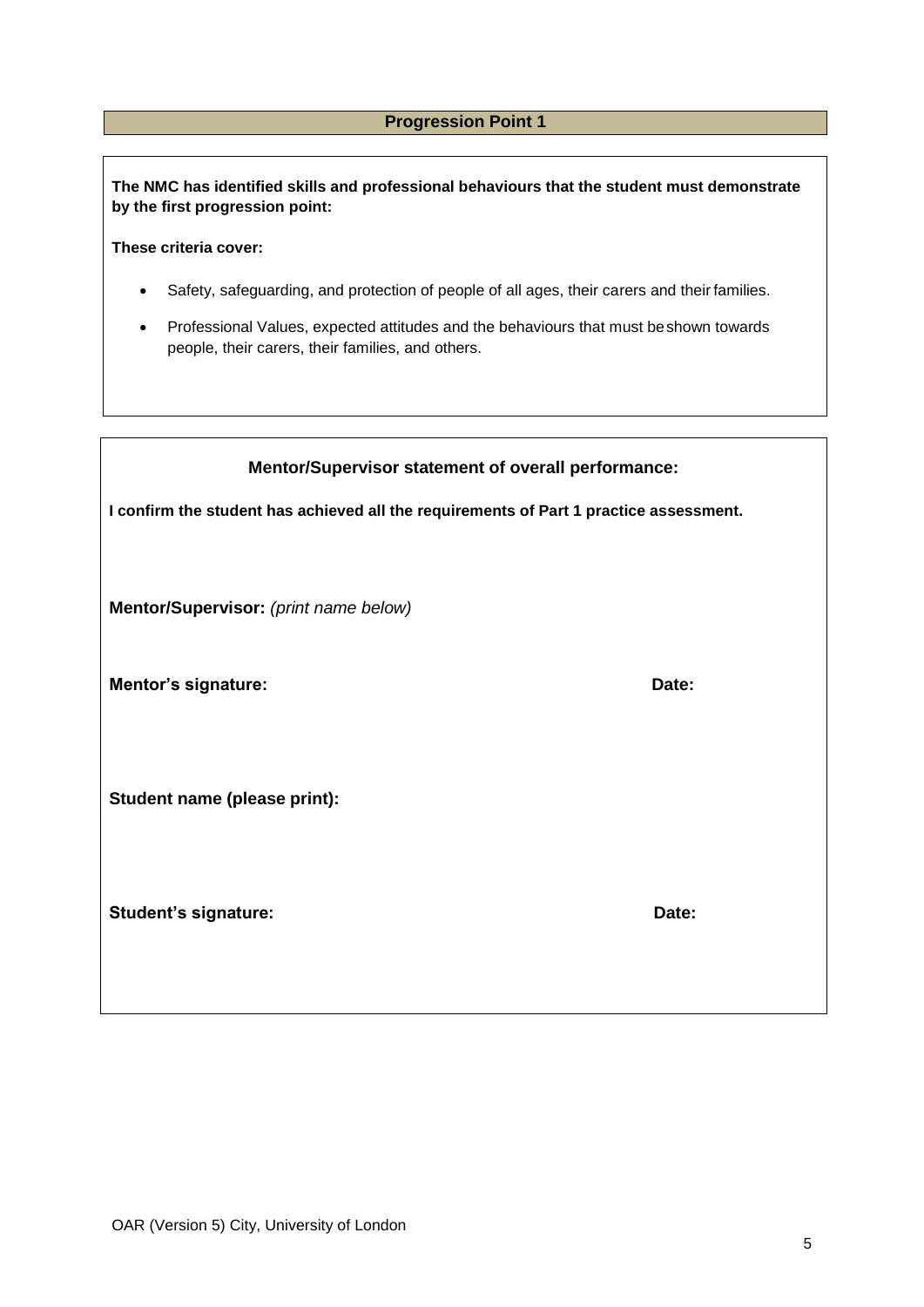## Progression Point 1

**The NMC has identified skills and professional behaviours that the student must demonstrate by the first progression point:**

**These criteria cover:**

- Safety, safeguarding, and protection of people of all ages, their carers and their families.
- Professional Values, expected attitudes and the behaviours that must be shown towards people, their carers, their families, and others.

### Mentor/Supervisor statement of overall performance:

**I confirm the student has achieved all the requirements of Part 1 practice assessment.**

**Mentor/Supervisor:** *(print name below)*

**Mentor's signature:** **Date:**

**Student name (please print):**

**Student's signature:** **Date:**

OAR (Version 5) City, University of London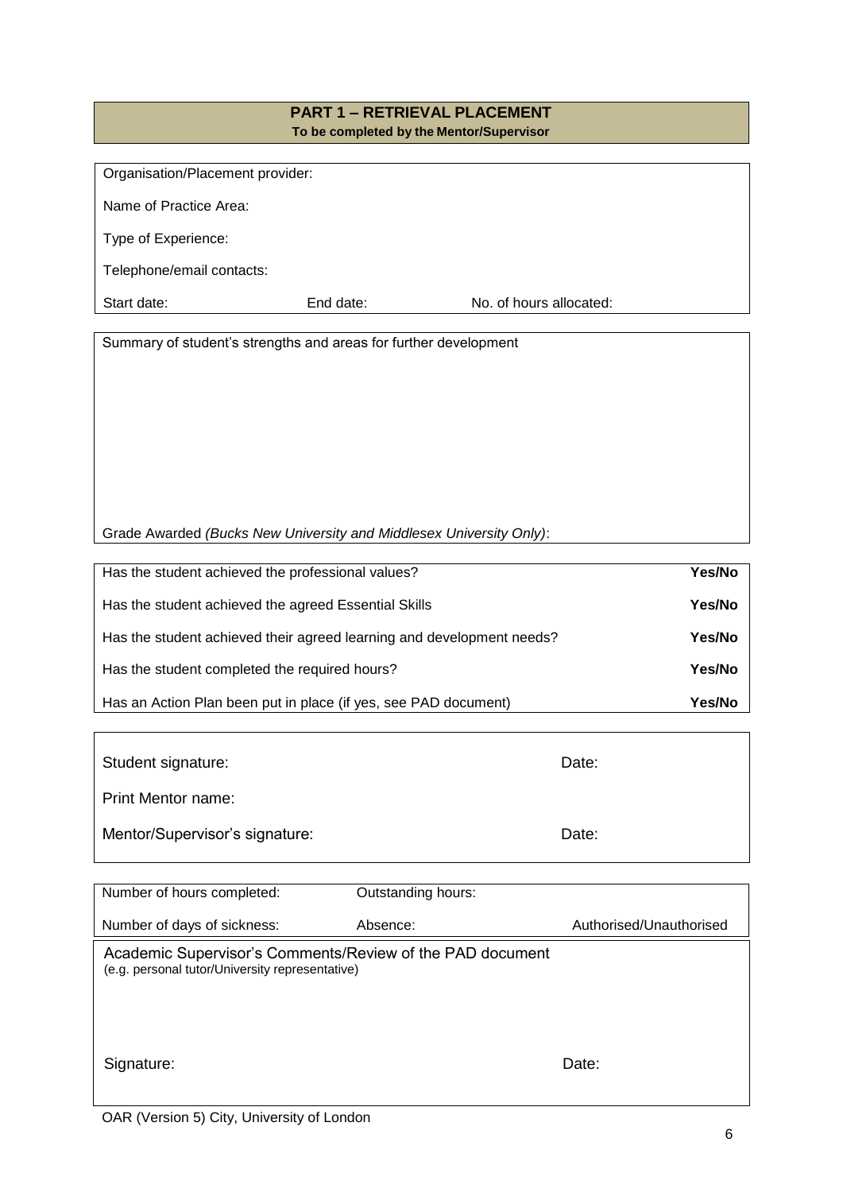## PART 1 – RETRIEVAL PLACEMENT

**To be completed by the Mentor/Supervisor**

Organisation/Placement provider:

Name of Practice Area:

Type of Experience:

Telephone/email contacts:

Start date: End date: No. of hours allocated:

Summary of student's strengths and areas for further development

Grade Awarded *(Bucks New University and Middlesex University Only)*:

| | |
|---|---|
| Has the student achieved the professional values? | **Yes/No** |
| Has the student achieved the agreed Essential Skills | **Yes/No** |
| Has the student achieved their agreed learning and development needs? | **Yes/No** |
| Has the student completed the required hours? | **Yes/No** |
| Has an Action Plan been put in place (if yes, see PAD document) | **Yes/No** |

Student signature: Date:

Print Mentor name:

Mentor/Supervisor's signature: Date:

| | | |
|---|---|---|
| Number of hours completed: | Outstanding hours: | |
| Number of days of sickness: | Absence: | Authorised/Unauthorised |

Academic Supervisor's Comments/Review of the PAD document
(e.g. personal tutor/University representative)

Signature: Date:

OAR (Version 5) City, University of London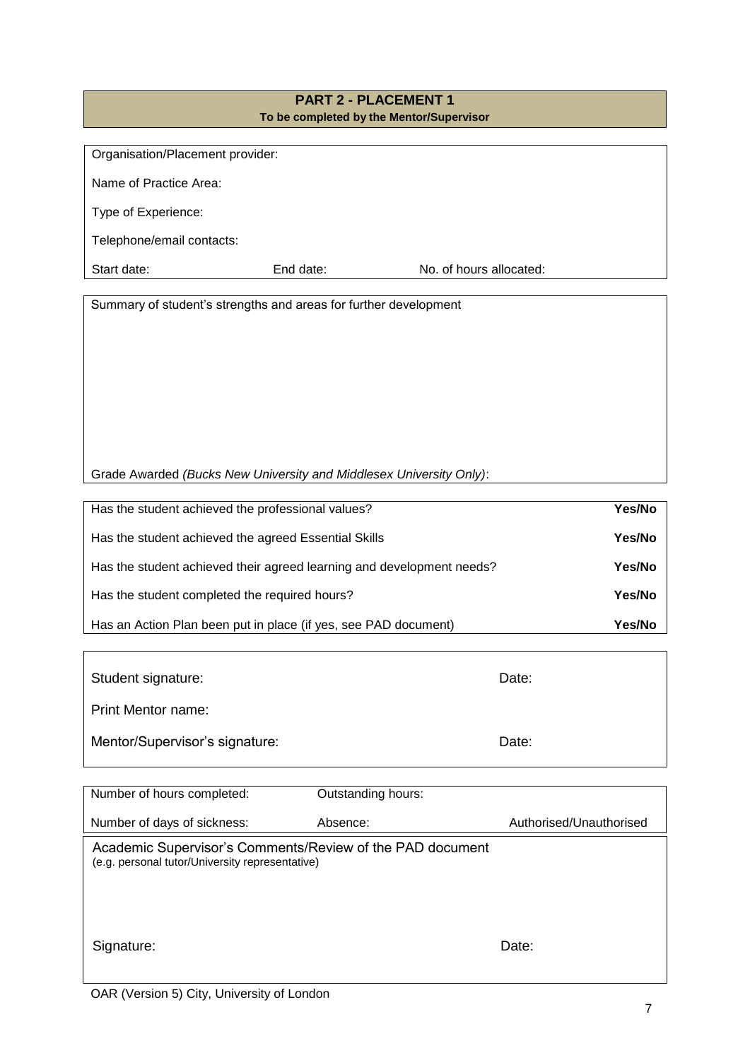## PART 2 - PLACEMENT 1

**To be completed by the Mentor/Supervisor**

Organisation/Placement provider:

Name of Practice Area:

Type of Experience:

Telephone/email contacts:

Start date: End date: No. of hours allocated:

Summary of student's strengths and areas for further development

Grade Awarded *(Bucks New University and Middlesex University Only)*:

| | |
|---|---|
| Has the student achieved the professional values? | **Yes/No** |
| Has the student achieved the agreed Essential Skills | **Yes/No** |
| Has the student achieved their agreed learning and development needs? | **Yes/No** |
| Has the student completed the required hours? | **Yes/No** |
| Has an Action Plan been put in place (if yes, see PAD document) | **Yes/No** |

Student signature: Date:

Print Mentor name:

Mentor/Supervisor's signature: Date:

| | | |
|---|---|---|
| Number of hours completed: | Outstanding hours: | |
| Number of days of sickness: | Absence: | Authorised/Unauthorised |

Academic Supervisor's Comments/Review of the PAD document
(e.g. personal tutor/University representative)

Signature: Date:

OAR (Version 5) City, University of London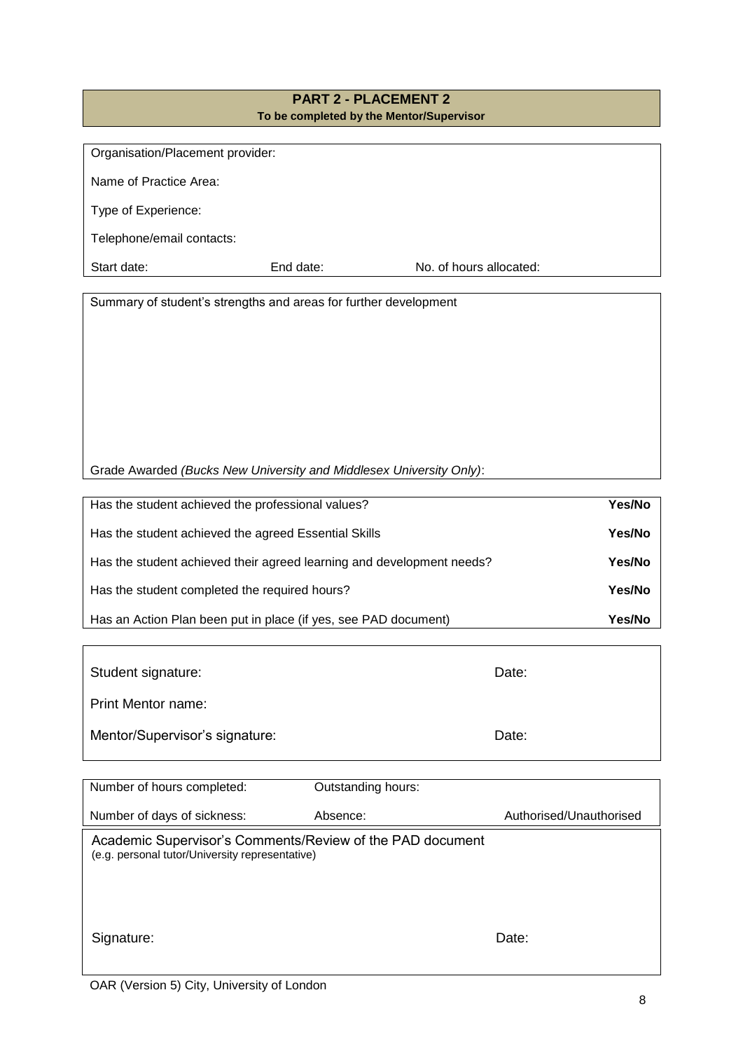## PART 2 - PLACEMENT 2

**To be completed by the Mentor/Supervisor**

Organisation/Placement provider:

Name of Practice Area:

Type of Experience:

Telephone/email contacts:

| Start date: | End date: | No. of hours allocated: |
|---|---|---|

Summary of student's strengths and areas for further development

Grade Awarded *(Bucks New University and Middlesex University Only)*:

| | |
|---|---|
| Has the student achieved the professional values? | **Yes/No** |
| Has the student achieved the agreed Essential Skills | **Yes/No** |
| Has the student achieved their agreed learning and development needs? | **Yes/No** |
| Has the student completed the required hours? | **Yes/No** |
| Has an Action Plan been put in place (if yes, see PAD document) | **Yes/No** |

| | |
|---|---|
| Student signature: | Date: |
| Print Mentor name: | |
| Mentor/Supervisor's signature: | Date: |

| | | |
|---|---|---|
| Number of hours completed: | Outstanding hours: | |
| Number of days of sickness: | Absence: | Authorised/Unauthorised |

Academic Supervisor's Comments/Review of the PAD document
(e.g. personal tutor/University representative)

| | |
|---|---|
| Signature: | Date: |

OAR (Version 5) City, University of London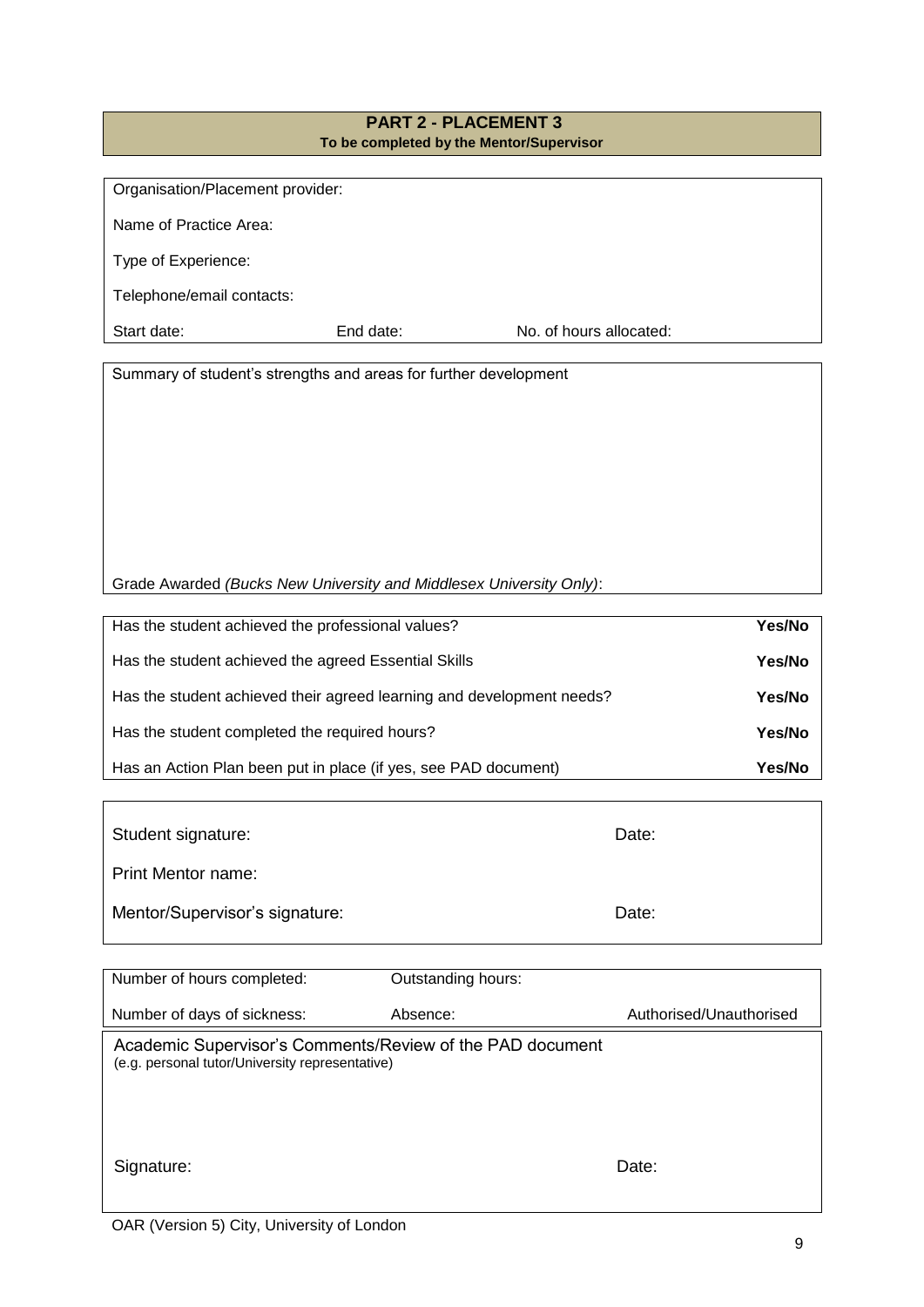## PART 2 - PLACEMENT 3

**To be completed by the Mentor/Supervisor**

Organisation/Placement provider:

Name of Practice Area:

Type of Experience:

Telephone/email contacts:

| Start date: | End date: | No. of hours allocated: |
|---|---|---|

Summary of student's strengths and areas for further development

Grade Awarded *(Bucks New University and Middlesex University Only)*:

| | |
|---|---|
| Has the student achieved the professional values? | **Yes/No** |
| Has the student achieved the agreed Essential Skills | **Yes/No** |
| Has the student achieved their agreed learning and development needs? | **Yes/No** |
| Has the student completed the required hours? | **Yes/No** |
| Has an Action Plan been put in place (if yes, see PAD document) | **Yes/No** |

| | |
|---|---|
| Student signature: | Date: |
| Print Mentor name: | |
| Mentor/Supervisor's signature: | Date: |

| | | |
|---|---|---|
| Number of hours completed: | Outstanding hours: | |
| Number of days of sickness: | Absence: | Authorised/Unauthorised |

Academic Supervisor's Comments/Review of the PAD document
(e.g. personal tutor/University representative)

| | |
|---|---|
| Signature: | Date: |

OAR (Version 5) City, University of London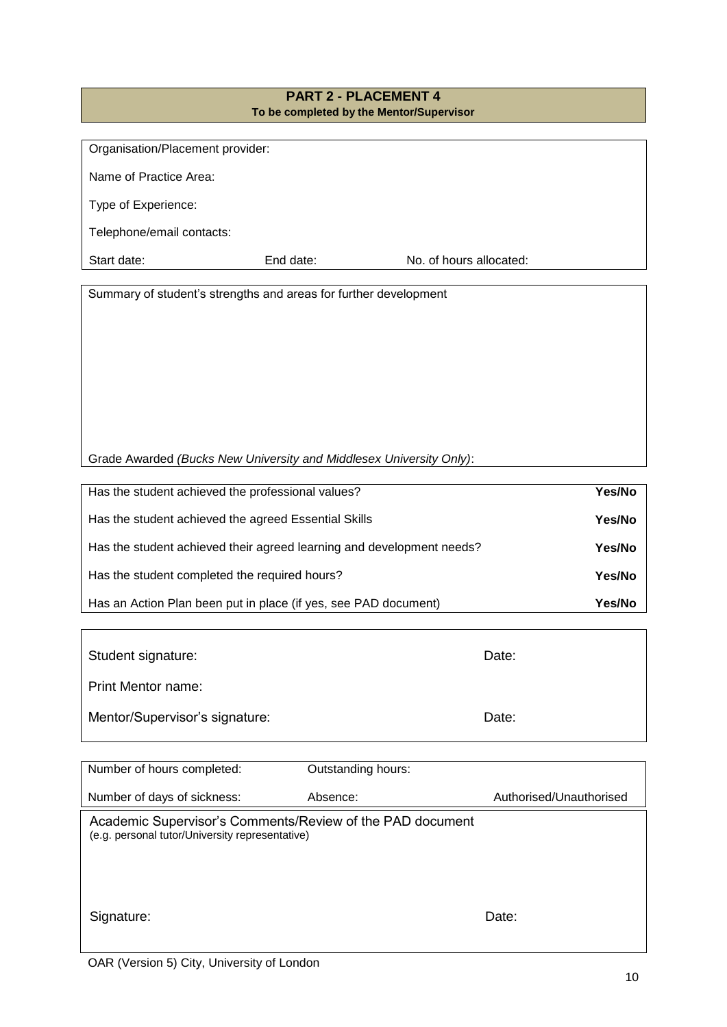## PART 2 - PLACEMENT 4

**To be completed by the Mentor/Supervisor**

Organisation/Placement provider:

Name of Practice Area:

Type of Experience:

Telephone/email contacts:

| Start date: | End date: | No. of hours allocated: |
|---|---|---|

Summary of student's strengths and areas for further development

Grade Awarded *(Bucks New University and Middlesex University Only)*:

| | |
|---|---|
| Has the student achieved the professional values? | **Yes/No** |
| Has the student achieved the agreed Essential Skills | **Yes/No** |
| Has the student achieved their agreed learning and development needs? | **Yes/No** |
| Has the student completed the required hours? | **Yes/No** |
| Has an Action Plan been put in place (if yes, see PAD document) | **Yes/No** |

| | |
|---|---|
| Student signature: | Date: |
| Print Mentor name: | |
| Mentor/Supervisor's signature: | Date: |

| | | |
|---|---|---|
| Number of hours completed: | Outstanding hours: | |
| Number of days of sickness: | Absence: | Authorised/Unauthorised |

Academic Supervisor's Comments/Review of the PAD document
(e.g. personal tutor/University representative)

| | |
|---|---|
| Signature: | Date: |

OAR (Version 5) City, University of London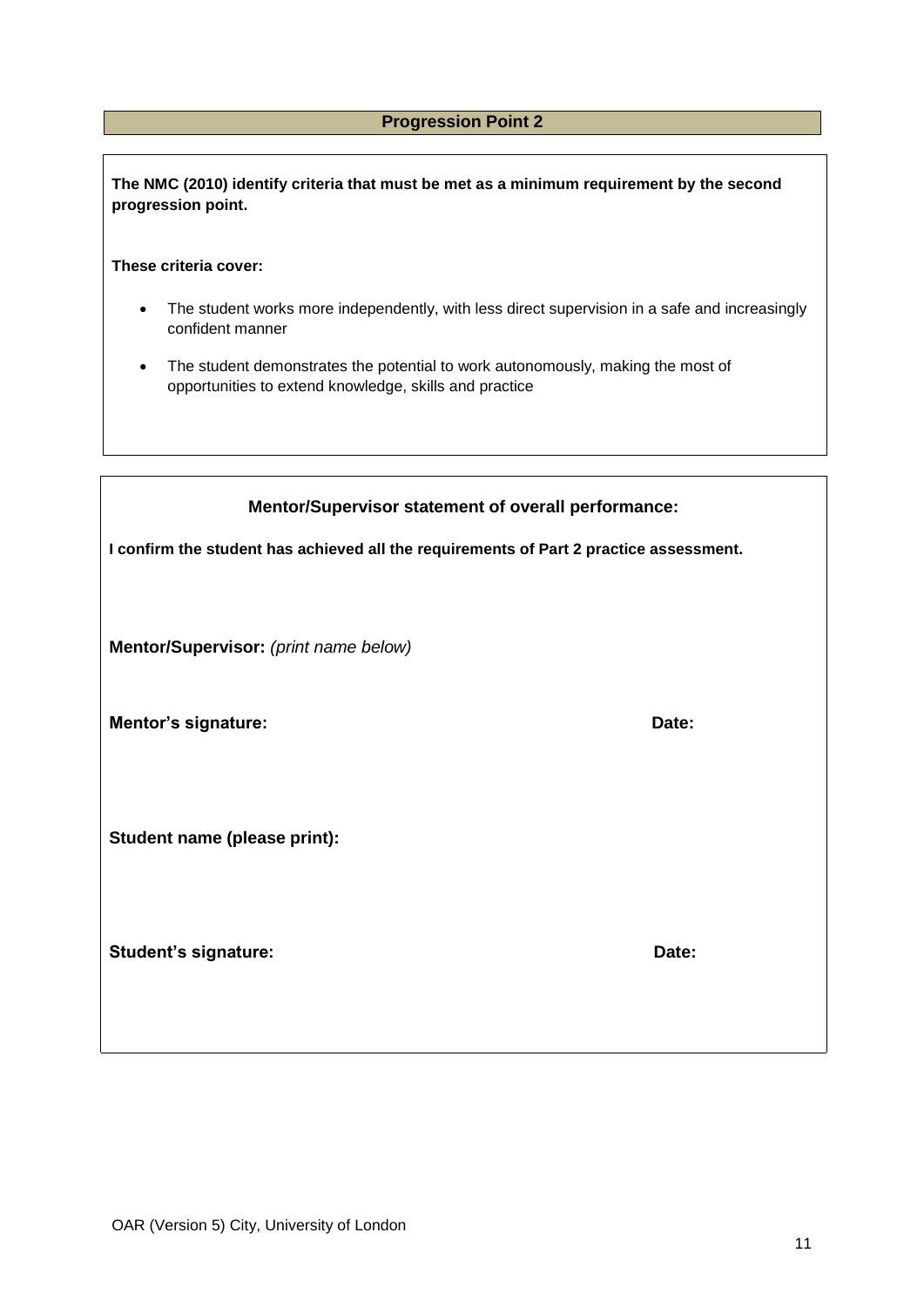## Progression Point 2

**The NMC (2010) identify criteria that must be met as a minimum requirement by the second progression point.**

**These criteria cover:**

- The student works more independently, with less direct supervision in a safe and increasingly confident manner
- The student demonstrates the potential to work autonomously, making the most of opportunities to extend knowledge, skills and practice

### Mentor/Supervisor statement of overall performance:

**I confirm the student has achieved all the requirements of Part 2 practice assessment.**

**Mentor/Supervisor:** *(print name below)*

**Mentor's signature:** **Date:**

**Student name (please print):**

**Student's signature:** **Date:**

OAR (Version 5) City, University of London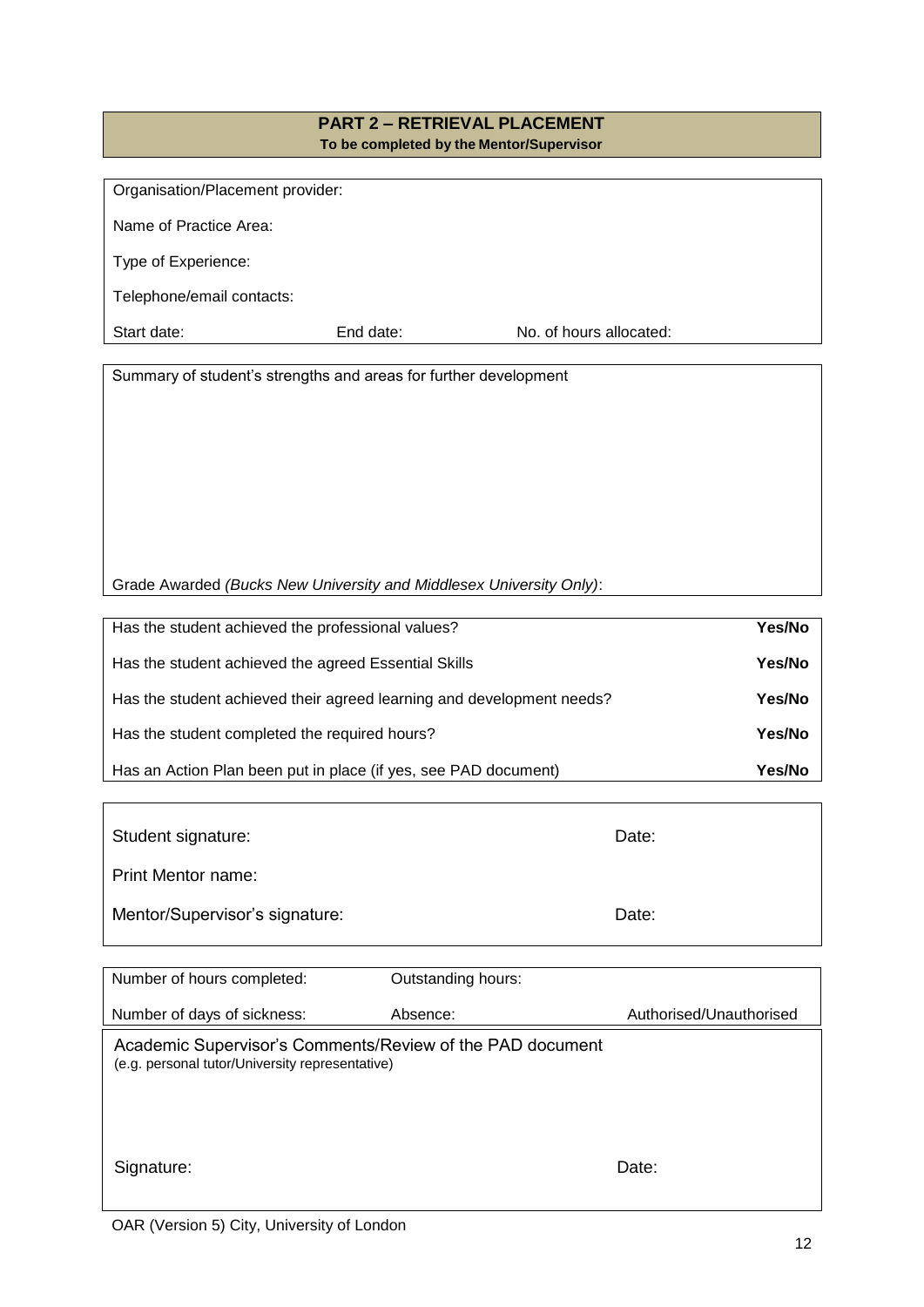## PART 2 – RETRIEVAL PLACEMENT

**To be completed by the Mentor/Supervisor**

Organisation/Placement provider:

Name of Practice Area:

Type of Experience:

Telephone/email contacts:

| Start date: | End date: | No. of hours allocated: |
|---|---|---|

Summary of student's strengths and areas for further development

Grade Awarded *(Bucks New University and Middlesex University Only)*:

| | |
|---|---|
| Has the student achieved the professional values? | **Yes/No** |
| Has the student achieved the agreed Essential Skills | **Yes/No** |
| Has the student achieved their agreed learning and development needs? | **Yes/No** |
| Has the student completed the required hours? | **Yes/No** |
| Has an Action Plan been put in place (if yes, see PAD document) | **Yes/No** |

| | |
|---|---|
| Student signature: | Date: |
| Print Mentor name: | |
| Mentor/Supervisor's signature: | Date: |

| | | |
|---|---|---|
| Number of hours completed: | Outstanding hours: | |
| Number of days of sickness: | Absence: | Authorised/Unauthorised |

Academic Supervisor's Comments/Review of the PAD document
(e.g. personal tutor/University representative)

| | |
|---|---|
| Signature: | Date: |

OAR (Version 5) City, University of London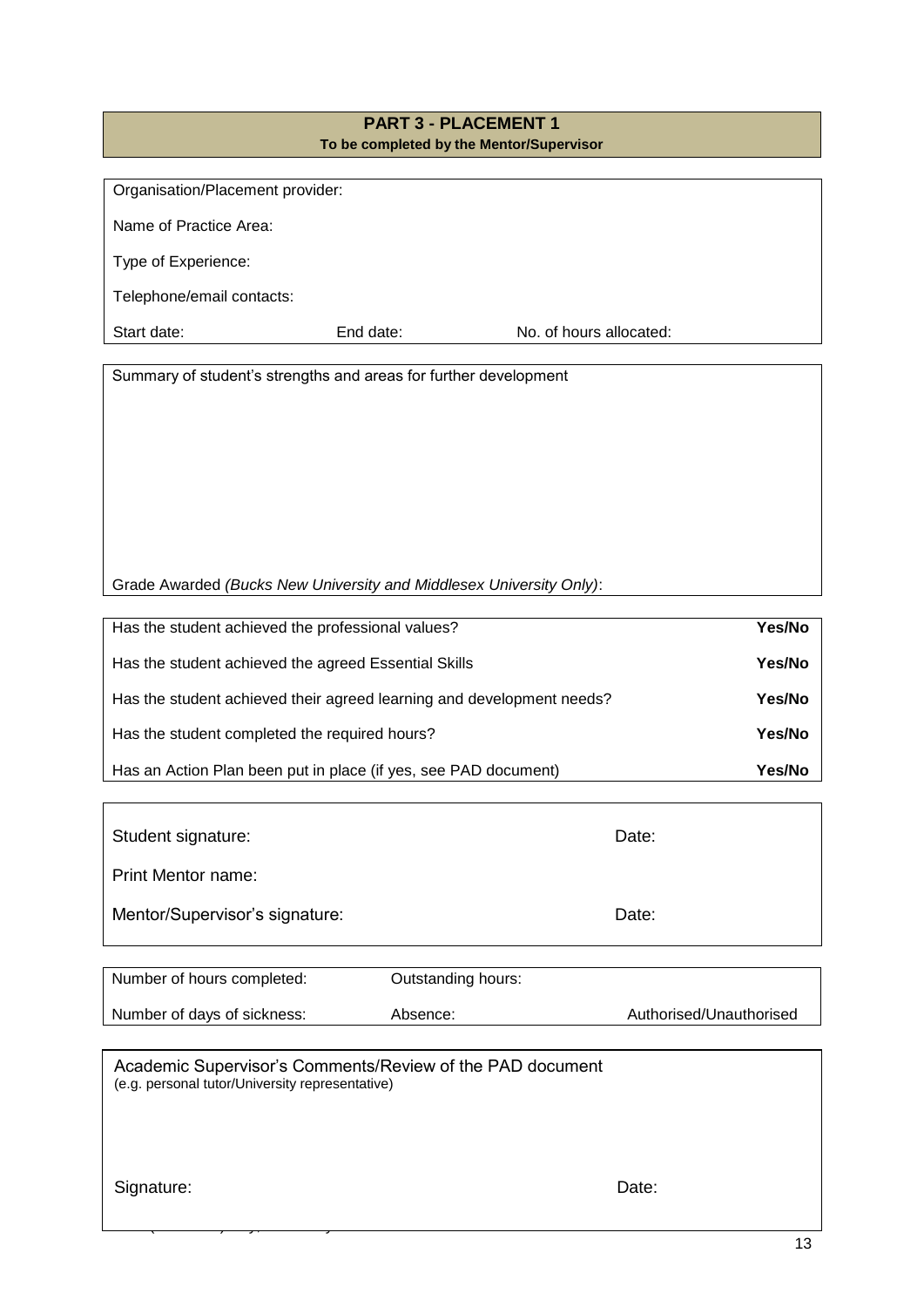## PART 3 - PLACEMENT 1

**To be completed by the Mentor/Supervisor**

Organisation/Placement provider:

Name of Practice Area:

Type of Experience:

Telephone/email contacts:

Start date: End date: No. of hours allocated:

Summary of student's strengths and areas for further development

Grade Awarded *(Bucks New University and Middlesex University Only)*:

| | |
|---|---|
| Has the student achieved the professional values? | **Yes/No** |
| Has the student achieved the agreed Essential Skills | **Yes/No** |
| Has the student achieved their agreed learning and development needs? | **Yes/No** |
| Has the student completed the required hours? | **Yes/No** |
| Has an Action Plan been put in place (if yes, see PAD document) | **Yes/No** |

Student signature: Date:

Print Mentor name:

Mentor/Supervisor's signature: Date:

| | | |
|---|---|---|
| Number of hours completed: | Outstanding hours: | |
| Number of days of sickness: | Absence: | Authorised/Unauthorised |

Academic Supervisor's Comments/Review of the PAD document
(e.g. personal tutor/University representative)

Signature: Date: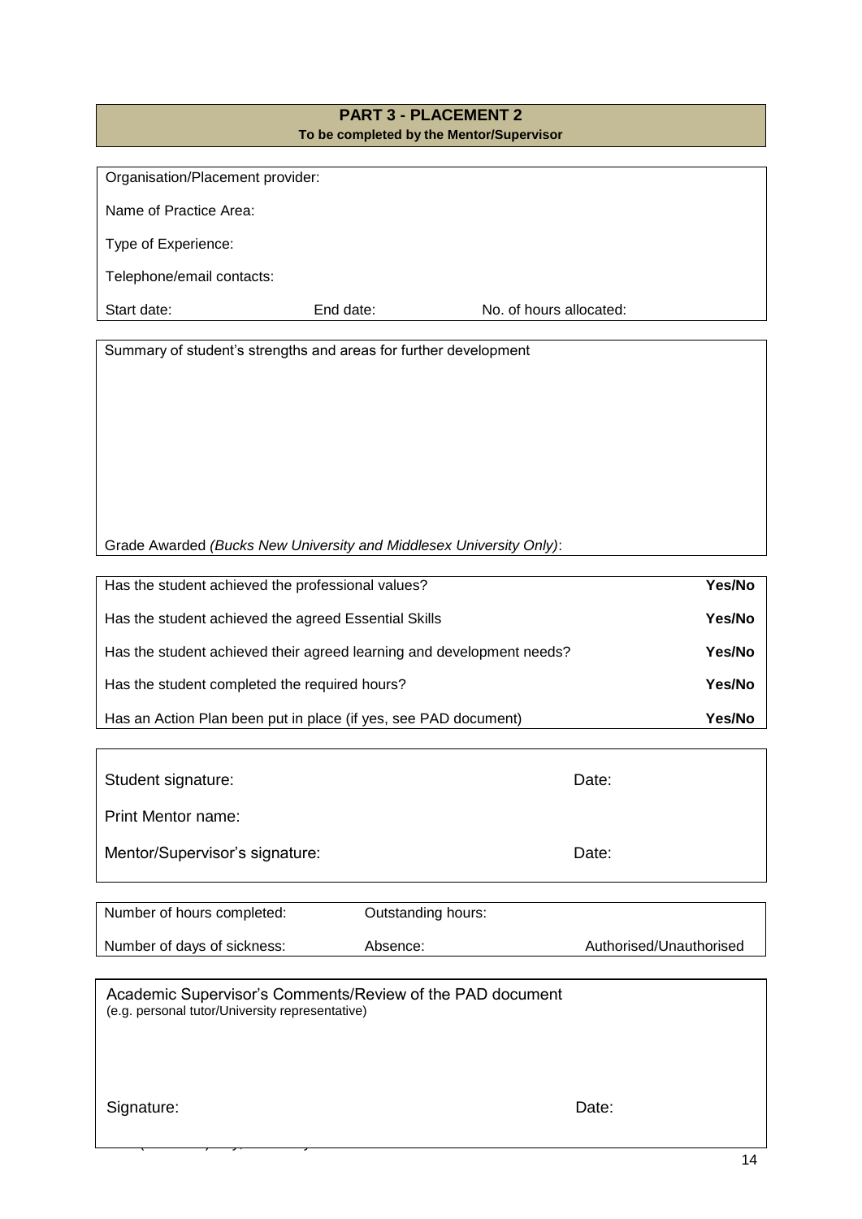## PART 3 - PLACEMENT 2

**To be completed by the Mentor/Supervisor**

Organisation/Placement provider:

Name of Practice Area:

Type of Experience:

Telephone/email contacts:

Start date: End date: No. of hours allocated:

Summary of student's strengths and areas for further development

Grade Awarded *(Bucks New University and Middlesex University Only)*:

| | |
|---|---|
| Has the student achieved the professional values? | **Yes/No** |
| Has the student achieved the agreed Essential Skills | **Yes/No** |
| Has the student achieved their agreed learning and development needs? | **Yes/No** |
| Has the student completed the required hours? | **Yes/No** |
| Has an Action Plan been put in place (if yes, see PAD document) | **Yes/No** |

| | |
|---|---|
| Student signature: | Date: |
| Print Mentor name: | |
| Mentor/Supervisor's signature: | Date: |

| | | |
|---|---|---|
| Number of hours completed: | Outstanding hours: | |
| Number of days of sickness: | Absence: | Authorised/Unauthorised |

Academic Supervisor's Comments/Review of the PAD document
(e.g. personal tutor/University representative)

Signature: Date: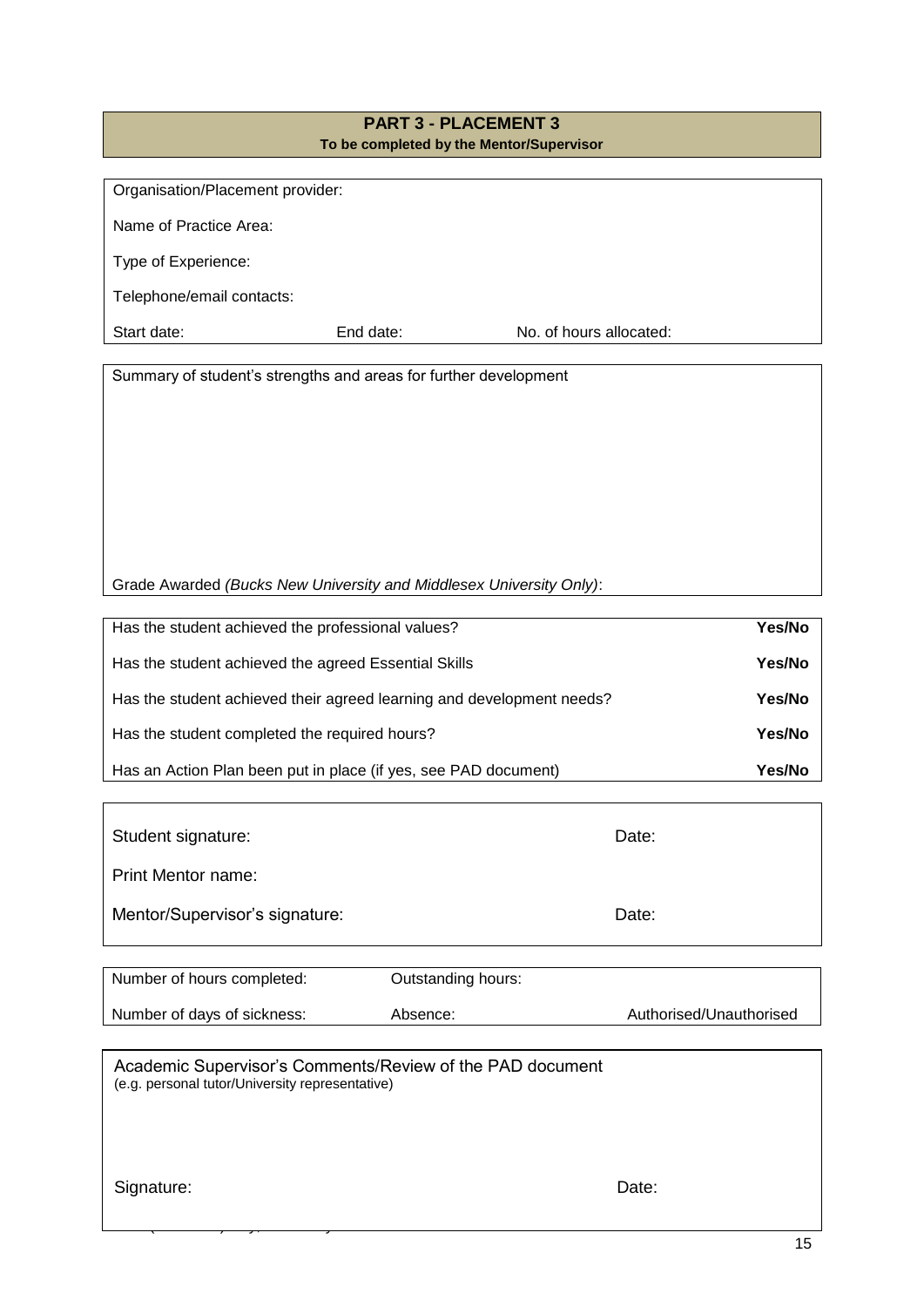## PART 3 - PLACEMENT 3

**To be completed by the Mentor/Supervisor**

Organisation/Placement provider:

Name of Practice Area:

Type of Experience:

Telephone/email contacts:

Start date: End date: No. of hours allocated:

Summary of student's strengths and areas for further development

Grade Awarded *(Bucks New University and Middlesex University Only)*:

| | |
|---|---|
| Has the student achieved the professional values? | **Yes/No** |
| Has the student achieved the agreed Essential Skills | **Yes/No** |
| Has the student achieved their agreed learning and development needs? | **Yes/No** |
| Has the student completed the required hours? | **Yes/No** |
| Has an Action Plan been put in place (if yes, see PAD document) | **Yes/No** |

Student signature: Date:

Print Mentor name:

Mentor/Supervisor's signature: Date:

| | | |
|---|---|---|
| Number of hours completed: | Outstanding hours: | |
| Number of days of sickness: | Absence: | Authorised/Unauthorised |

Academic Supervisor's Comments/Review of the PAD document
(e.g. personal tutor/University representative)

Signature: Date: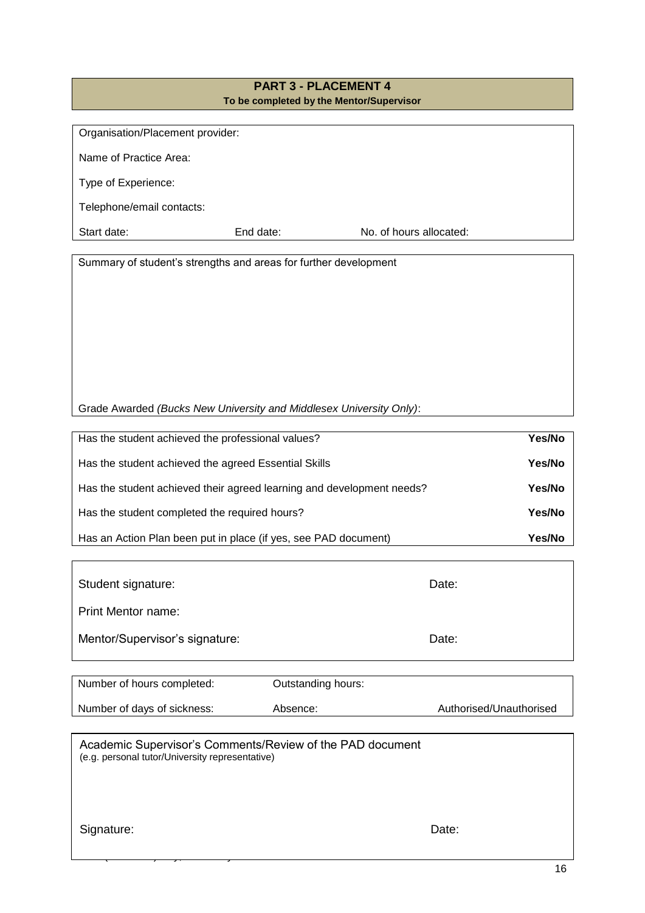## PART 3 - PLACEMENT 4

**To be completed by the Mentor/Supervisor**

Organisation/Placement provider:

Name of Practice Area:

Type of Experience:

Telephone/email contacts:

Start date: End date: No. of hours allocated:

Summary of student's strengths and areas for further development

Grade Awarded *(Bucks New University and Middlesex University Only)*:

| | |
|---|---|
| Has the student achieved the professional values? | **Yes/No** |
| Has the student achieved the agreed Essential Skills | **Yes/No** |
| Has the student achieved their agreed learning and development needs? | **Yes/No** |
| Has the student completed the required hours? | **Yes/No** |
| Has an Action Plan been put in place (if yes, see PAD document) | **Yes/No** |

Student signature: Date:

Print Mentor name:

Mentor/Supervisor's signature: Date:

| | | |
|---|---|---|
| Number of hours completed: | Outstanding hours: | |
| Number of days of sickness: | Absence: | Authorised/Unauthorised |

Academic Supervisor's Comments/Review of the PAD document
(e.g. personal tutor/University representative)

Signature: Date: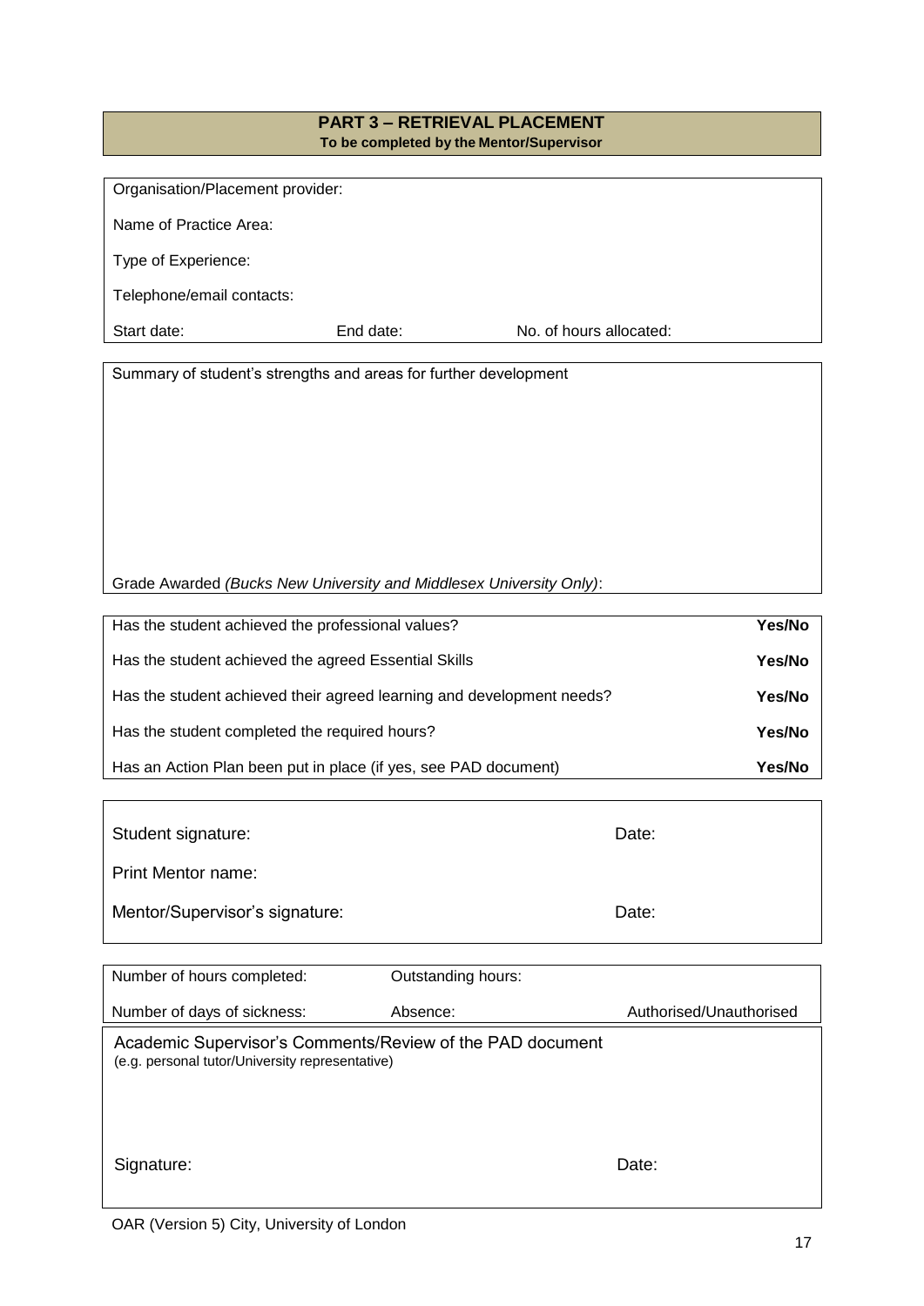## PART 3 – RETRIEVAL PLACEMENT

**To be completed by the Mentor/Supervisor**

Organisation/Placement provider:

Name of Practice Area:

Type of Experience:

Telephone/email contacts:

Start date: End date: No. of hours allocated:

Summary of student's strengths and areas for further development

Grade Awarded *(Bucks New University and Middlesex University Only)*:

| | |
|---|---|
| Has the student achieved the professional values? | **Yes/No** |
| Has the student achieved the agreed Essential Skills | **Yes/No** |
| Has the student achieved their agreed learning and development needs? | **Yes/No** |
| Has the student completed the required hours? | **Yes/No** |
| Has an Action Plan been put in place (if yes, see PAD document) | **Yes/No** |

Student signature: Date:

Print Mentor name:

Mentor/Supervisor's signature: Date:

| | | |
|---|---|---|
| Number of hours completed: | Outstanding hours: | |
| Number of days of sickness: | Absence: | Authorised/Unauthorised |

Academic Supervisor's Comments/Review of the PAD document
(e.g. personal tutor/University representative)

Signature: Date:

OAR (Version 5) City, University of London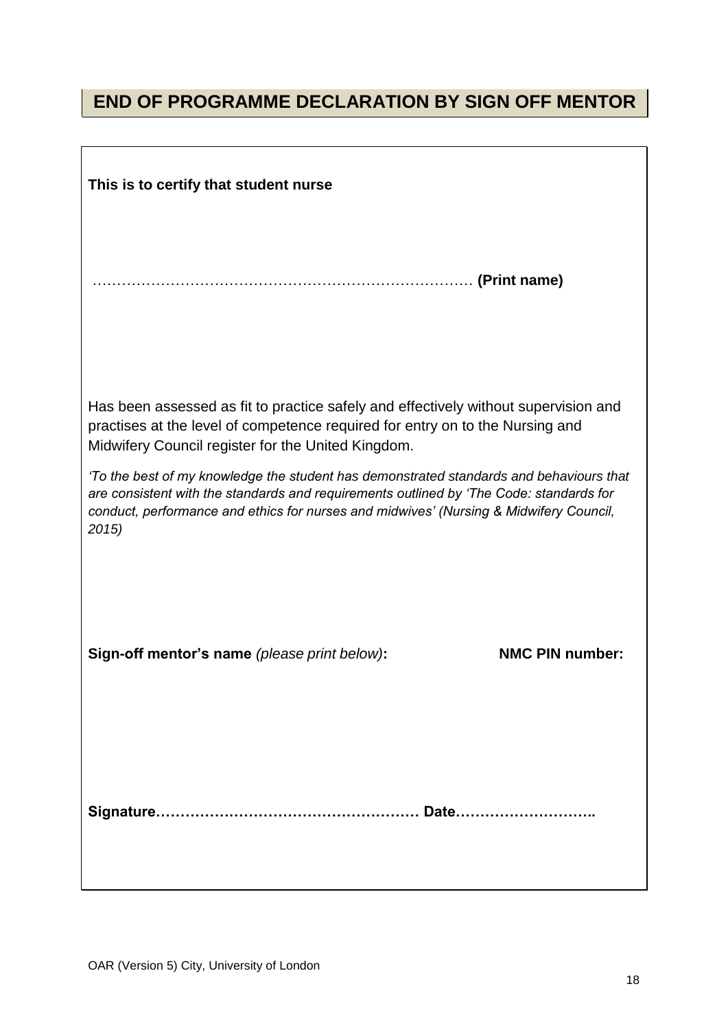## END OF PROGRAMME DECLARATION BY SIGN OFF MENTOR

**This is to certify that student nurse**

……………………………………………………………………… **(Print name)**

Has been assessed as fit to practice safely and effectively without supervision and practises at the level of competence required for entry on to the Nursing and Midwifery Council register for the United Kingdom.

*'To the best of my knowledge the student has demonstrated standards and behaviours that are consistent with the standards and requirements outlined by 'The Code: standards for conduct, performance and ethics for nurses and midwives' (Nursing & Midwifery Council, 2015)*

**Sign-off mentor's name** *(please print below)***:** **NMC PIN number:**

**Signature……………………………………………… Date………………………..**

OAR (Version 5) City, University of London